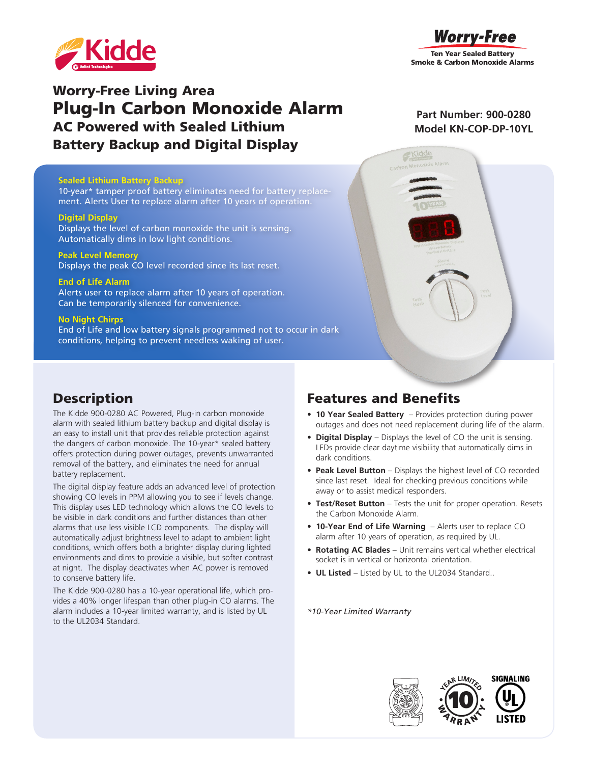Kidde

**Worry-Free**
Ten Year Sealed Battery
Smoke & Carbon Monoxide Alarms

# Worry-Free Living Area
# Plug-In Carbon Monoxide Alarm
## AC Powered with Sealed Lithium Battery Backup and Digital Display

**Part Number: 900-0280**
**Model KN-COP-DP-10YL**

**Sealed Lithium Battery Backup**
10-year* tamper proof battery eliminates need for battery replacement. Alerts User to replace alarm after 10 years of operation.

**Digital Display**
Displays the level of carbon monoxide the unit is sensing. Automatically dims in low light conditions.

**Peak Level Memory**
Displays the peak CO level recorded since its last reset.

**End of Life Alarm**
Alerts user to replace alarm after 10 years of operation. Can be temporarily silenced for convenience.

**No Night Chirps**
End of Life and low battery signals programmed not to occur in dark conditions, helping to prevent needless waking of user.

## Description

The Kidde 900-0280 AC Powered, Plug-in carbon monoxide alarm with sealed lithium battery backup and digital display is an easy to install unit that provides reliable protection against the dangers of carbon monoxide. The 10-year* sealed battery offers protection during power outages, prevents unwarranted removal of the battery, and eliminates the need for annual battery replacement.

The digital display feature adds an advanced level of protection showing CO levels in PPM allowing you to see if levels change. This display uses LED technology which allows the CO levels to be visible in dark conditions and further distances than other alarms that use less visible LCD components. The display will automatically adjust brightness level to adapt to ambient light conditions, which offers both a brighter display during lighted environments and dims to provide a visible, but softer contrast at night. The display deactivates when AC power is removed to conserve battery life.

The Kidde 900-0280 has a 10-year operational life, which provides a 40% longer lifespan than other plug-in CO alarms. The alarm includes a 10-year limited warranty, and is listed by UL to the UL2034 Standard.

## Features and Benefits

- **10 Year Sealed Battery** – Provides protection during power outages and does not need replacement during life of the alarm.
- **Digital Display** – Displays the level of CO the unit is sensing. LEDs provide clear daytime visibility that automatically dims in dark conditions.
- **Peak Level Button** – Displays the highest level of CO recorded since last reset. Ideal for checking previous conditions while away or to assist medical responders.
- **Test/Reset Button** – Tests the unit for proper operation. Resets the Carbon Monoxide Alarm.
- **10-Year End of Life Warning** – Alerts user to replace CO alarm after 10 years of operation, as required by UL.
- **Rotating AC Blades** – Unit remains vertical whether electrical socket is in vertical or horizontal orientation.
- **UL Listed** – Listed by UL to the UL2034 Standard..

*\*10-Year Limited Warranty*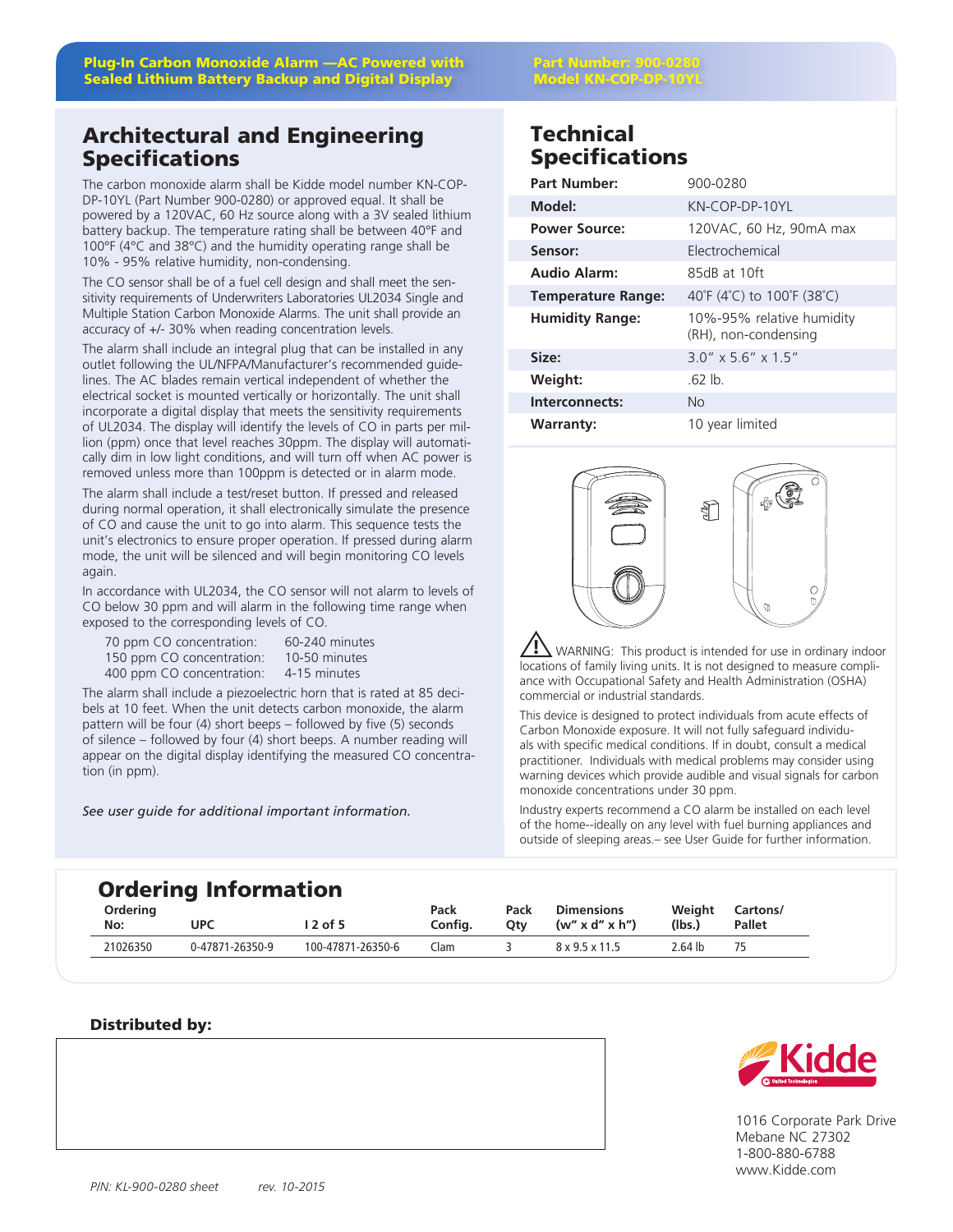Plug-In Carbon Monoxide Alarm —AC Powered with Sealed Lithium Battery Backup and Digital Display

Part Number: 900-0280
Model KN-COP-DP-10YL

## Architectural and Engineering Specifications

The carbon monoxide alarm shall be Kidde model number KN-COP-DP-10YL (Part Number 900-0280) or approved equal. It shall be powered by a 120VAC, 60 Hz source along with a 3V sealed lithium battery backup. The temperature rating shall be between 40°F and 100°F (4°C and 38°C) and the humidity operating range shall be 10% - 95% relative humidity, non-condensing.

The CO sensor shall be of a fuel cell design and shall meet the sensitivity requirements of Underwriters Laboratories UL2034 Single and Multiple Station Carbon Monoxide Alarms. The unit shall provide an accuracy of +/- 30% when reading concentration levels.

The alarm shall include an integral plug that can be installed in any outlet following the UL/NFPA/Manufacturer's recommended guidelines. The AC blades remain vertical independent of whether the electrical socket is mounted vertically or horizontally. The unit shall incorporate a digital display that meets the sensitivity requirements of UL2034. The display will identify the levels of CO in parts per million (ppm) once that level reaches 30ppm. The display will automatically dim in low light conditions, and will turn off when AC power is removed unless more than 100ppm is detected or in alarm mode.

The alarm shall include a test/reset button. If pressed and released during normal operation, it shall electronically simulate the presence of CO and cause the unit to go into alarm. This sequence tests the unit's electronics to ensure proper operation. If pressed during alarm mode, the unit will be silenced and will begin monitoring CO levels again.

In accordance with UL2034, the CO sensor will not alarm to levels of CO below 30 ppm and will alarm in the following time range when exposed to the corresponding levels of CO.

| | |
|---|---|
| 70 ppm CO concentration: | 60-240 minutes |
| 150 ppm CO concentration: | 10-50 minutes |
| 400 ppm CO concentration: | 4-15 minutes |

The alarm shall include a piezoelectric horn that is rated at 85 decibels at 10 feet. When the unit detects carbon monoxide, the alarm pattern will be four (4) short beeps – followed by five (5) seconds of silence – followed by four (4) short beeps. A number reading will appear on the digital display identifying the measured CO concentration (in ppm).

*See user guide for additional important information.*

## Technical Specifications

| | |
|---|---|
| **Part Number:** | 900-0280 |
| **Model:** | KN-COP-DP-10YL |
| **Power Source:** | 120VAC, 60 Hz, 90mA max |
| **Sensor:** | Electrochemical |
| **Audio Alarm:** | 85dB at 10ft |
| **Temperature Range:** | 40˚F (4˚C) to 100˚F (38˚C) |
| **Humidity Range:** | 10%-95% relative humidity (RH), non-condensing |
| **Size:** | 3.0" x 5.6" x 1.5" |
| **Weight:** | .62 lb. |
| **Interconnects:** | No |
| **Warranty:** | 10 year limited |

WARNING: This product is intended for use in ordinary indoor locations of family living units. It is not designed to measure compliance with Occupational Safety and Health Administration (OSHA) commercial or industrial standards.

This device is designed to protect individuals from acute effects of Carbon Monoxide exposure. It will not fully safeguard individuals with specific medical conditions. If in doubt, consult a medical practitioner. Individuals with medical problems may consider using warning devices which provide audible and visual signals for carbon monoxide concentrations under 30 ppm.

Industry experts recommend a CO alarm be installed on each level of the home--ideally on any level with fuel burning appliances and outside of sleeping areas.– see User Guide for further information.

## Ordering Information

| Ordering No: | UPC | I 2 of 5 | Pack Config. | Pack Qty | Dimensions (w" x d" x h") | Weight (lbs.) | Cartons/ Pallet |
|---|---|---|---|---|---|---|---|
| 21026350 | 0-47871-26350-9 | 100-47871-26350-6 | Clam | 3 | 8 x 9.5 x 11.5 | 2.64 lb | 75 |

**Distributed by:**

Kidde
United Technologies

1016 Corporate Park Drive
Mebane NC 27302
1-800-880-6788
www.Kidde.com

P/N: KL-900-0280 sheet rev. 10-2015